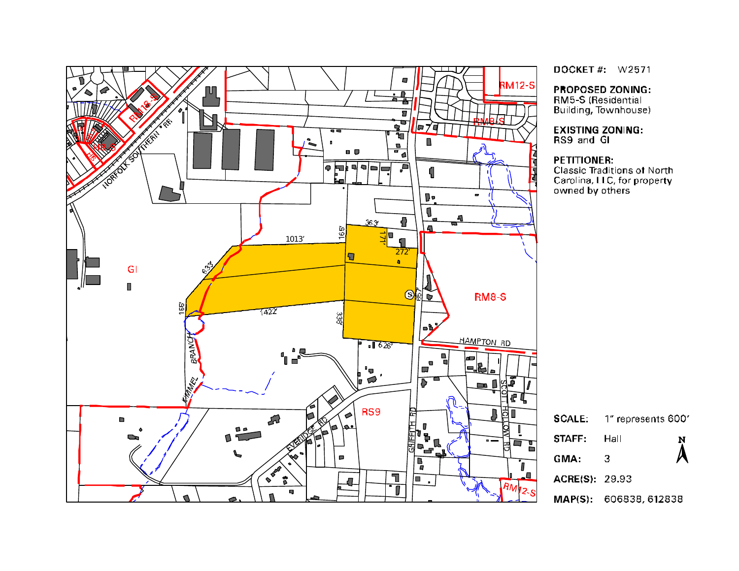**DOCKET #:** W2571

**PROPOSED ZONING:**
RM5-S (Residential Building, Townhouse)

**EXISTING ZONING:**
RS9 and GI

**PETITIONER:**
Classic Traditions of North Carolina, LLC, for property owned by others

**SCALE:** 1" represents 600'

**STAFF:** Hall

**GMA:** 3

**ACRE(S):** 29.93

**MAP(S):** 606838, 612838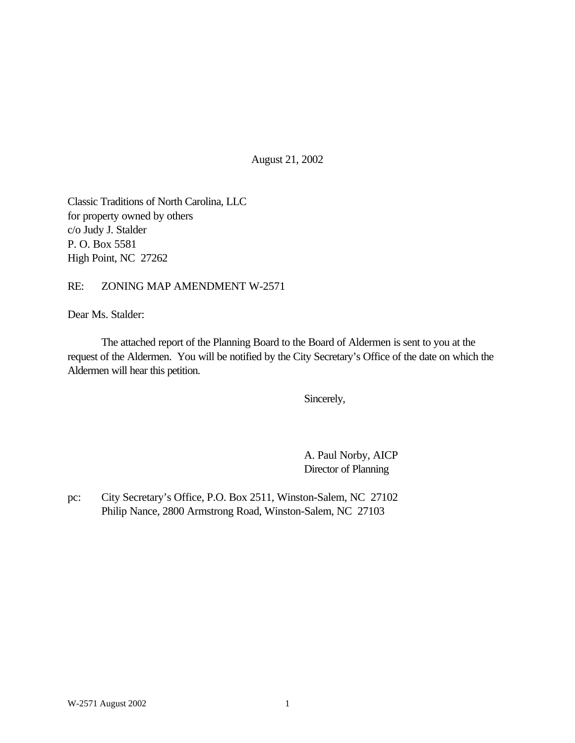August 21, 2002

Classic Traditions of North Carolina, LLC
for property owned by others
c/o Judy J. Stalder
P. O. Box 5581
High Point, NC 27262

RE: ZONING MAP AMENDMENT W-2571

Dear Ms. Stalder:

The attached report of the Planning Board to the Board of Aldermen is sent to you at the request of the Aldermen. You will be notified by the City Secretary's Office of the date on which the Aldermen will hear this petition.

Sincerely,

A. Paul Norby, AICP
Director of Planning

pc: City Secretary's Office, P.O. Box 2511, Winston-Salem, NC 27102
Philip Nance, 2800 Armstrong Road, Winston-Salem, NC 27103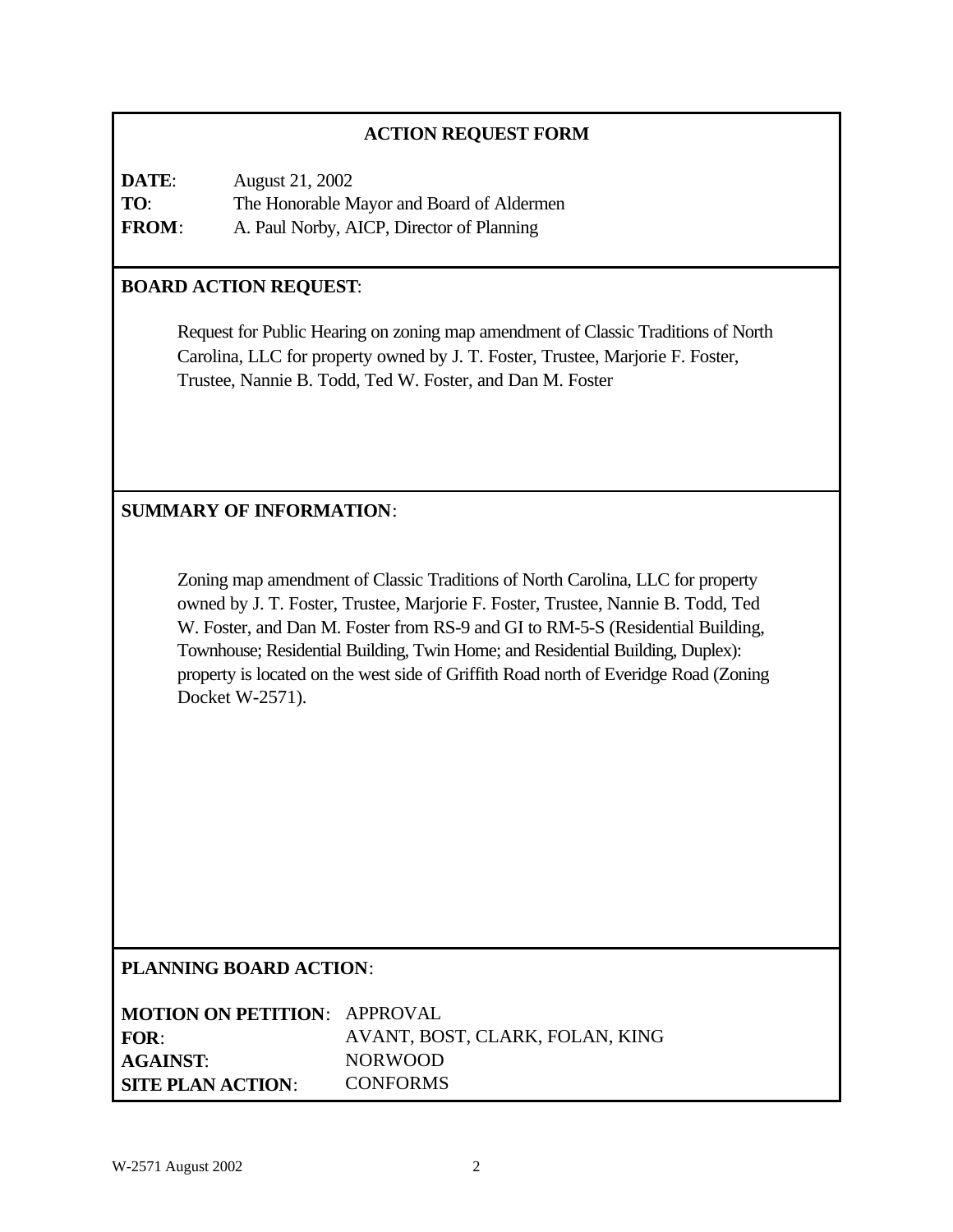## ACTION REQUEST FORM

**DATE**: August 21, 2002
**TO**: The Honorable Mayor and Board of Aldermen
**FROM**: A. Paul Norby, AICP, Director of Planning

**BOARD ACTION REQUEST**:

Request for Public Hearing on zoning map amendment of Classic Traditions of North Carolina, LLC for property owned by J. T. Foster, Trustee, Marjorie F. Foster, Trustee, Nannie B. Todd, Ted W. Foster, and Dan M. Foster

**SUMMARY OF INFORMATION**:

Zoning map amendment of Classic Traditions of North Carolina, LLC for property owned by J. T. Foster, Trustee, Marjorie F. Foster, Trustee, Nannie B. Todd, Ted W. Foster, and Dan M. Foster from RS-9 and GI to RM-5-S (Residential Building, Townhouse; Residential Building, Twin Home; and Residential Building, Duplex): property is located on the west side of Griffith Road north of Everidge Road (Zoning Docket W-2571).

**PLANNING BOARD ACTION**:

**MOTION ON PETITION**: APPROVAL
**FOR**: AVANT, BOST, CLARK, FOLAN, KING
**AGAINST**: NORWOOD
**SITE PLAN ACTION**: CONFORMS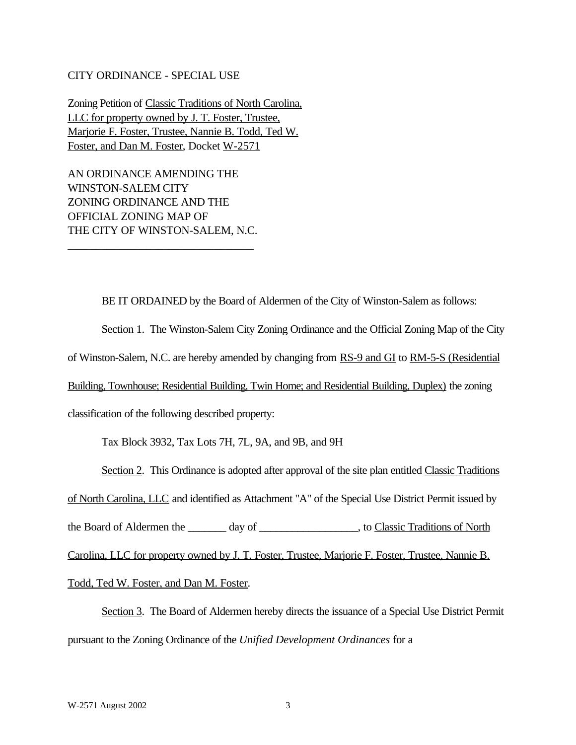CITY ORDINANCE - SPECIAL USE

Zoning Petition of Classic Traditions of North Carolina, LLC for property owned by J. T. Foster, Trustee, Marjorie F. Foster, Trustee, Nannie B. Todd, Ted W. Foster, and Dan M. Foster, Docket W-2571

AN ORDINANCE AMENDING THE WINSTON-SALEM CITY ZONING ORDINANCE AND THE OFFICIAL ZONING MAP OF THE CITY OF WINSTON-SALEM, N.C.

---

BE IT ORDAINED by the Board of Aldermen of the City of Winston-Salem as follows:

Section 1. The Winston-Salem City Zoning Ordinance and the Official Zoning Map of the City of Winston-Salem, N.C. are hereby amended by changing from RS-9 and GI to RM-5-S (Residential Building, Townhouse; Residential Building, Twin Home; and Residential Building, Duplex) the zoning classification of the following described property:

Tax Block 3932, Tax Lots 7H, 7L, 9A, and 9B, and 9H

Section 2. This Ordinance is adopted after approval of the site plan entitled Classic Traditions of North Carolina, LLC and identified as Attachment "A" of the Special Use District Permit issued by the Board of Aldermen the _______ day of _________________, to Classic Traditions of North Carolina, LLC for property owned by J. T. Foster, Trustee, Marjorie F. Foster, Trustee, Nannie B. Todd, Ted W. Foster, and Dan M. Foster.

Section 3. The Board of Aldermen hereby directs the issuance of a Special Use District Permit pursuant to the Zoning Ordinance of the *Unified Development Ordinances* for a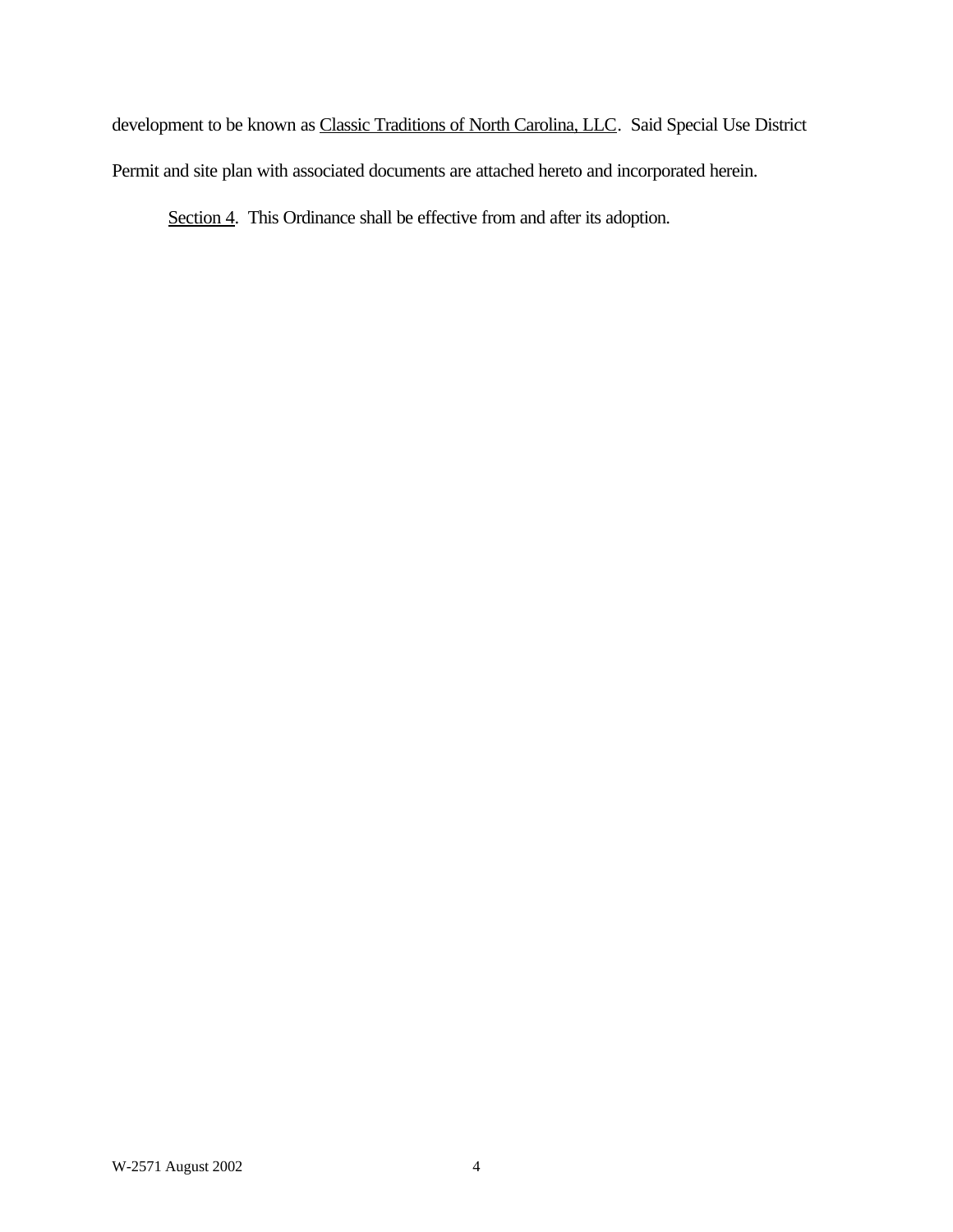development to be known as Classic Traditions of North Carolina, LLC. Said Special Use District Permit and site plan with associated documents are attached hereto and incorporated herein.

Section 4. This Ordinance shall be effective from and after its adoption.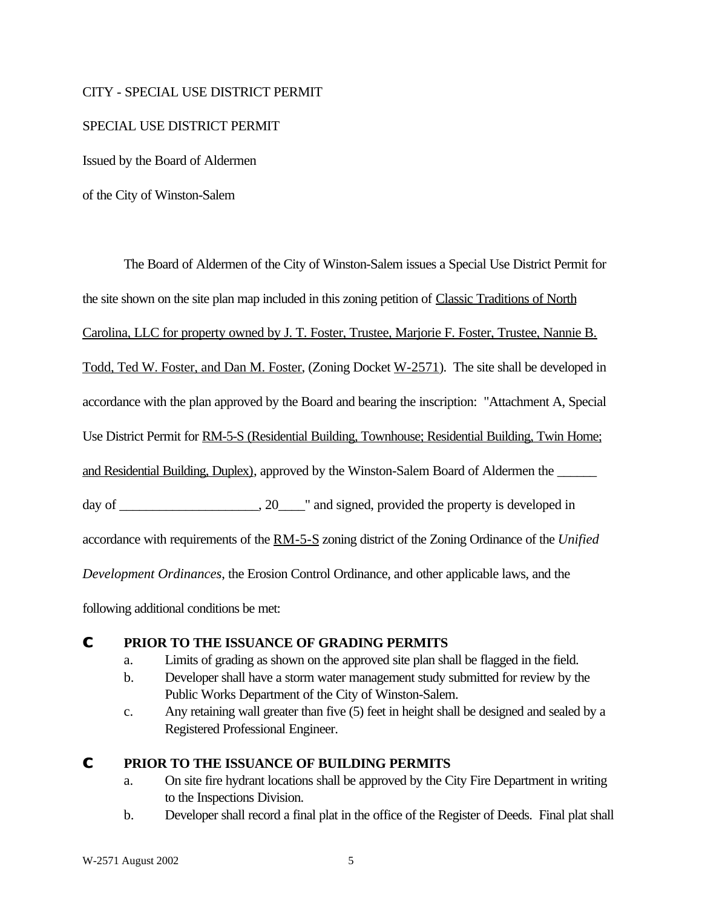CITY - SPECIAL USE DISTRICT PERMIT

SPECIAL USE DISTRICT PERMIT

Issued by the Board of Aldermen

of the City of Winston-Salem

The Board of Aldermen of the City of Winston-Salem issues a Special Use District Permit for the site shown on the site plan map included in this zoning petition of Classic Traditions of North Carolina, LLC for property owned by J. T. Foster, Trustee, Marjorie F. Foster, Trustee, Nannie B. Todd, Ted W. Foster, and Dan M. Foster, (Zoning Docket W-2571). The site shall be developed in accordance with the plan approved by the Board and bearing the inscription: "Attachment A, Special Use District Permit for RM-5-S (Residential Building, Townhouse; Residential Building, Twin Home; and Residential Building, Duplex), approved by the Winston-Salem Board of Aldermen the ______ day of ____________________, 20____" and signed, provided the property is developed in accordance with requirements of the RM-5-S zoning district of the Zoning Ordinance of the *Unified Development Ordinances*, the Erosion Control Ordinance, and other applicable laws, and the following additional conditions be met:

- **PRIOR TO THE ISSUANCE OF GRADING PERMITS**
  - a. Limits of grading as shown on the approved site plan shall be flagged in the field.
  - b. Developer shall have a storm water management study submitted for review by the Public Works Department of the City of Winston-Salem.
  - c. Any retaining wall greater than five (5) feet in height shall be designed and sealed by a Registered Professional Engineer.

- **PRIOR TO THE ISSUANCE OF BUILDING PERMITS**
  - a. On site fire hydrant locations shall be approved by the City Fire Department in writing to the Inspections Division.
  - b. Developer shall record a final plat in the office of the Register of Deeds. Final plat shall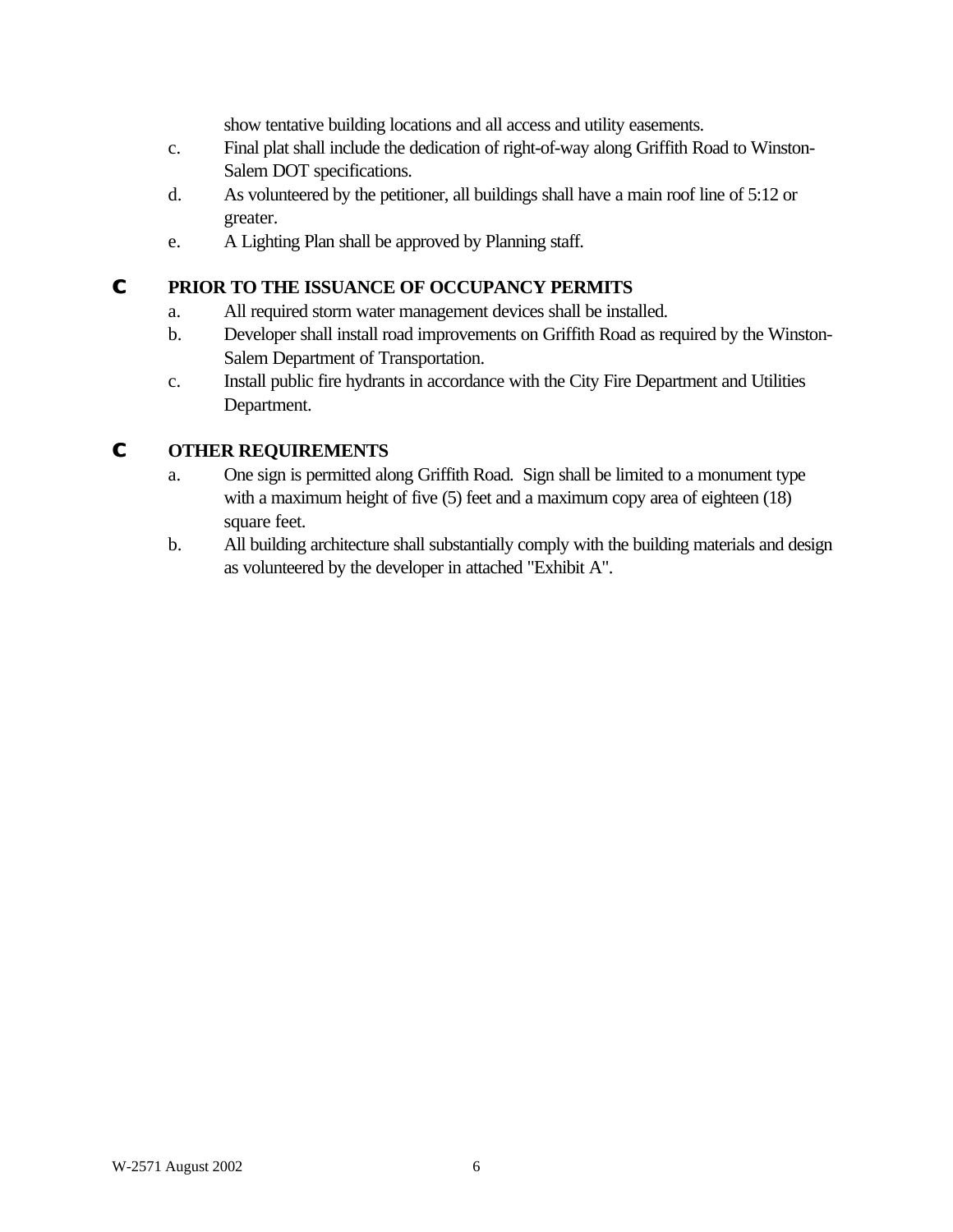show tentative building locations and all access and utility easements.

c. Final plat shall include the dedication of right-of-way along Griffith Road to Winston-Salem DOT specifications.

d. As volunteered by the petitioner, all buildings shall have a main roof line of 5:12 or greater.

e. A Lighting Plan shall be approved by Planning staff.

**C PRIOR TO THE ISSUANCE OF OCCUPANCY PERMITS**

a. All required storm water management devices shall be installed.

b. Developer shall install road improvements on Griffith Road as required by the Winston-Salem Department of Transportation.

c. Install public fire hydrants in accordance with the City Fire Department and Utilities Department.

**C OTHER REQUIREMENTS**

a. One sign is permitted along Griffith Road. Sign shall be limited to a monument type with a maximum height of five (5) feet and a maximum copy area of eighteen (18) square feet.

b. All building architecture shall substantially comply with the building materials and design as volunteered by the developer in attached "Exhibit A".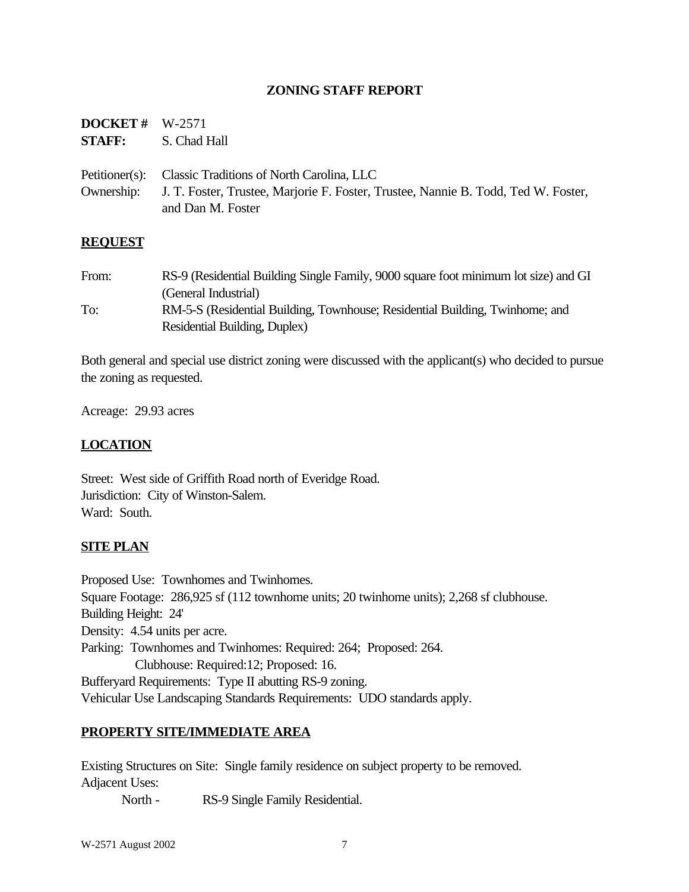# ZONING STAFF REPORT

**DOCKET #** W-2571
**STAFF:** S. Chad Hall

Petitioner(s): Classic Traditions of North Carolina, LLC
Ownership: J. T. Foster, Trustee, Marjorie F. Foster, Trustee, Nannie B. Todd, Ted W. Foster, and Dan M. Foster

## REQUEST

From: RS-9 (Residential Building Single Family, 9000 square foot minimum lot size) and GI (General Industrial)
To: RM-5-S (Residential Building, Townhouse; Residential Building, Twinhome; and Residential Building, Duplex)

Both general and special use district zoning were discussed with the applicant(s) who decided to pursue the zoning as requested.

Acreage: 29.93 acres

## LOCATION

Street: West side of Griffith Road north of Everidge Road.
Jurisdiction: City of Winston-Salem.
Ward: South.

## SITE PLAN

Proposed Use: Townhomes and Twinhomes.
Square Footage: 286,925 sf (112 townhome units; 20 twinhome units); 2,268 sf clubhouse.
Building Height: 24'
Density: 4.54 units per acre.
Parking: Townhomes and Twinhomes: Required: 264; Proposed: 264.
Clubhouse: Required:12; Proposed: 16.
Bufferyard Requirements: Type II abutting RS-9 zoning.
Vehicular Use Landscaping Standards Requirements: UDO standards apply.

## PROPERTY SITE/IMMEDIATE AREA

Existing Structures on Site: Single family residence on subject property to be removed.
Adjacent Uses:
North - RS-9 Single Family Residential.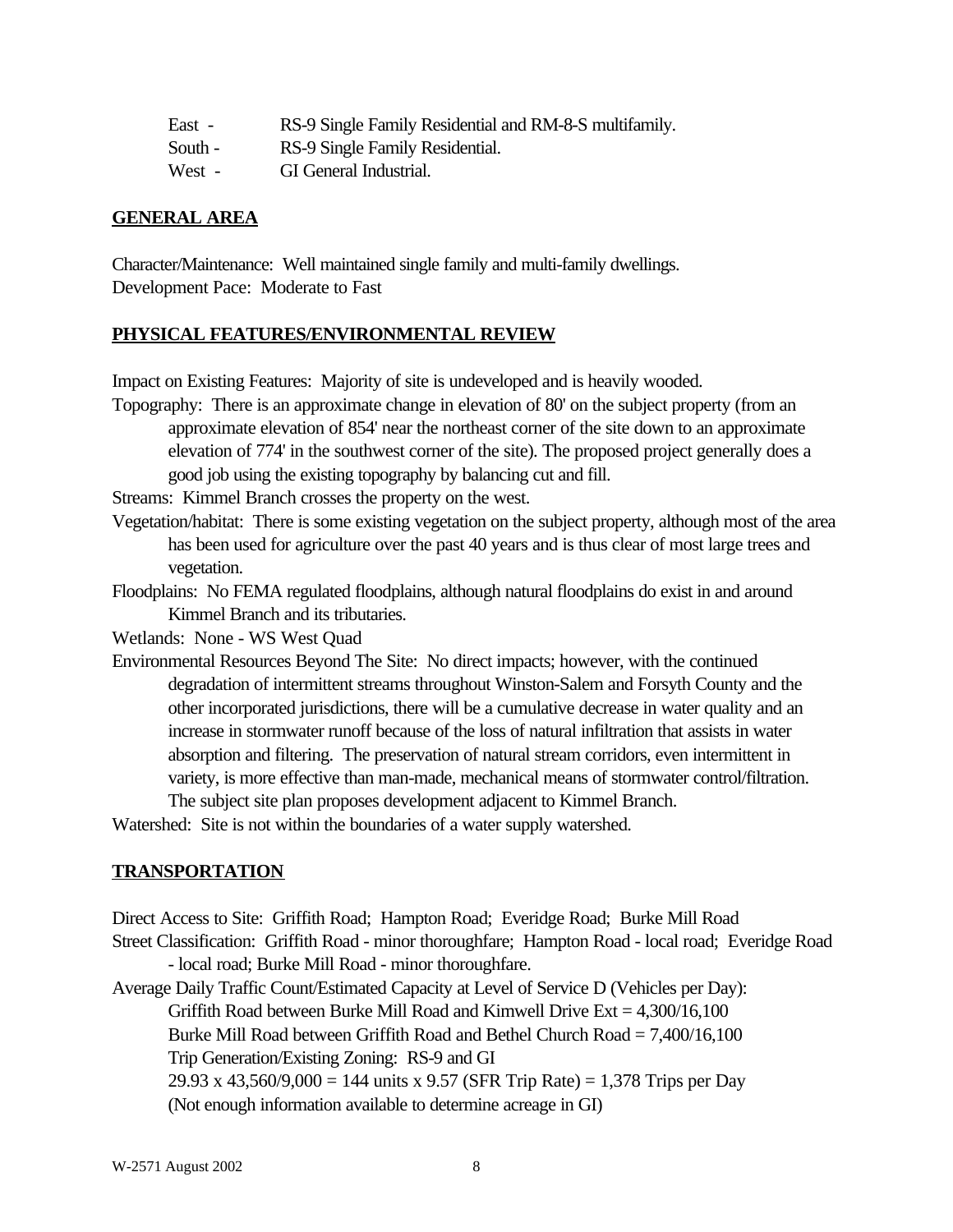East - RS-9 Single Family Residential and RM-8-S multifamily.
South - RS-9 Single Family Residential.
West - GI General Industrial.

## GENERAL AREA

Character/Maintenance: Well maintained single family and multi-family dwellings.
Development Pace: Moderate to Fast

## PHYSICAL FEATURES/ENVIRONMENTAL REVIEW

Impact on Existing Features: Majority of site is undeveloped and is heavily wooded.

Topography: There is an approximate change in elevation of 80' on the subject property (from an approximate elevation of 854' near the northeast corner of the site down to an approximate elevation of 774' in the southwest corner of the site). The proposed project generally does a good job using the existing topography by balancing cut and fill.

Streams: Kimmel Branch crosses the property on the west.

Vegetation/habitat: There is some existing vegetation on the subject property, although most of the area has been used for agriculture over the past 40 years and is thus clear of most large trees and vegetation.

Floodplains: No FEMA regulated floodplains, although natural floodplains do exist in and around Kimmel Branch and its tributaries.

Wetlands: None - WS West Quad

Environmental Resources Beyond The Site: No direct impacts; however, with the continued degradation of intermittent streams throughout Winston-Salem and Forsyth County and the other incorporated jurisdictions, there will be a cumulative decrease in water quality and an increase in stormwater runoff because of the loss of natural infiltration that assists in water absorption and filtering. The preservation of natural stream corridors, even intermittent in variety, is more effective than man-made, mechanical means of stormwater control/filtration. The subject site plan proposes development adjacent to Kimmel Branch.

Watershed: Site is not within the boundaries of a water supply watershed.

## TRANSPORTATION

Direct Access to Site: Griffith Road; Hampton Road; Everidge Road; Burke Mill Road

Street Classification: Griffith Road - minor thoroughfare; Hampton Road - local road; Everidge Road - local road; Burke Mill Road - minor thoroughfare.

Average Daily Traffic Count/Estimated Capacity at Level of Service D (Vehicles per Day):

Griffith Road between Burke Mill Road and Kimwell Drive Ext = 4,300/16,100

Burke Mill Road between Griffith Road and Bethel Church Road = 7,400/16,100

Trip Generation/Existing Zoning: RS-9 and GI

29.93 x 43,560/9,000 = 144 units x 9.57 (SFR Trip Rate) = 1,378 Trips per Day

(Not enough information available to determine acreage in GI)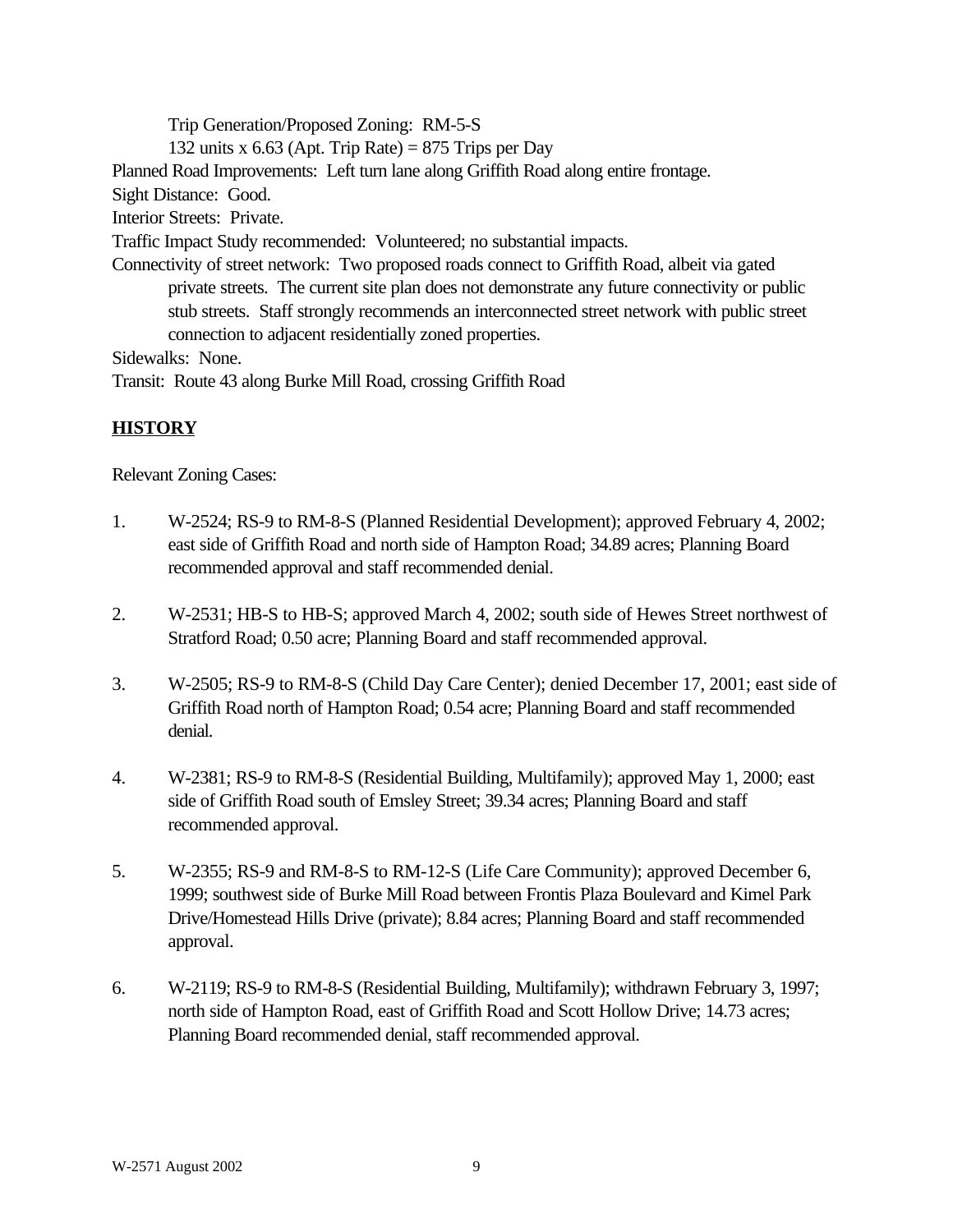Trip Generation/Proposed Zoning: RM-5-S

132 units x 6.63 (Apt. Trip Rate) = 875 Trips per Day

Planned Road Improvements: Left turn lane along Griffith Road along entire frontage.

Sight Distance: Good.

Interior Streets: Private.

Traffic Impact Study recommended: Volunteered; no substantial impacts.

Connectivity of street network: Two proposed roads connect to Griffith Road, albeit via gated private streets. The current site plan does not demonstrate any future connectivity or public stub streets. Staff strongly recommends an interconnected street network with public street connection to adjacent residentially zoned properties.

Sidewalks: None.

Transit: Route 43 along Burke Mill Road, crossing Griffith Road

## HISTORY

Relevant Zoning Cases:

1. W-2524; RS-9 to RM-8-S (Planned Residential Development); approved February 4, 2002; east side of Griffith Road and north side of Hampton Road; 34.89 acres; Planning Board recommended approval and staff recommended denial.

2. W-2531; HB-S to HB-S; approved March 4, 2002; south side of Hewes Street northwest of Stratford Road; 0.50 acre; Planning Board and staff recommended approval.

3. W-2505; RS-9 to RM-8-S (Child Day Care Center); denied December 17, 2001; east side of Griffith Road north of Hampton Road; 0.54 acre; Planning Board and staff recommended denial.

4. W-2381; RS-9 to RM-8-S (Residential Building, Multifamily); approved May 1, 2000; east side of Griffith Road south of Emsley Street; 39.34 acres; Planning Board and staff recommended approval.

5. W-2355; RS-9 and RM-8-S to RM-12-S (Life Care Community); approved December 6, 1999; southwest side of Burke Mill Road between Frontis Plaza Boulevard and Kimel Park Drive/Homestead Hills Drive (private); 8.84 acres; Planning Board and staff recommended approval.

6. W-2119; RS-9 to RM-8-S (Residential Building, Multifamily); withdrawn February 3, 1997; north side of Hampton Road, east of Griffith Road and Scott Hollow Drive; 14.73 acres; Planning Board recommended denial, staff recommended approval.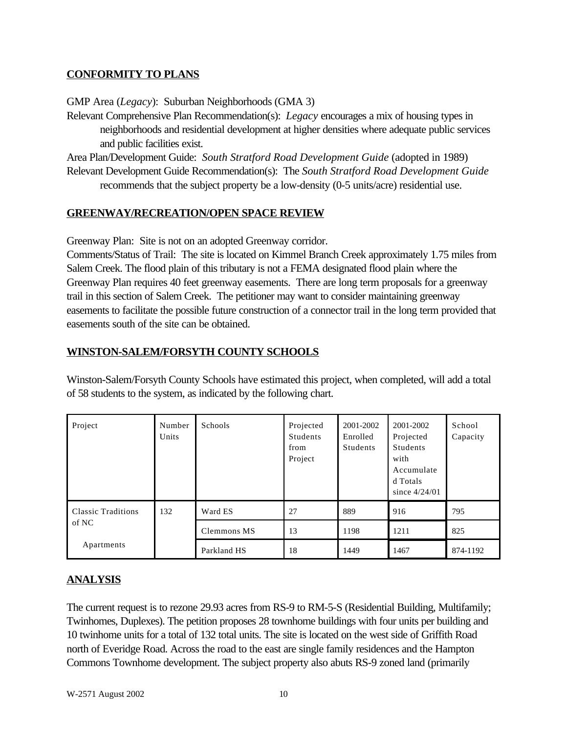## CONFORMITY TO PLANS

GMP Area (*Legacy*): Suburban Neighborhoods (GMA 3)

Relevant Comprehensive Plan Recommendation(s): *Legacy* encourages a mix of housing types in neighborhoods and residential development at higher densities where adequate public services and public facilities exist.

Area Plan/Development Guide: *South Stratford Road Development Guide* (adopted in 1989)

Relevant Development Guide Recommendation(s): The *South Stratford Road Development Guide* recommends that the subject property be a low-density (0-5 units/acre) residential use.

## GREENWAY/RECREATION/OPEN SPACE REVIEW

Greenway Plan: Site is not on an adopted Greenway corridor.

Comments/Status of Trail: The site is located on Kimmel Branch Creek approximately 1.75 miles from Salem Creek. The flood plain of this tributary is not a FEMA designated flood plain where the Greenway Plan requires 40 feet greenway easements. There are long term proposals for a greenway trail in this section of Salem Creek. The petitioner may want to consider maintaining greenway easements to facilitate the possible future construction of a connector trail in the long term provided that easements south of the site can be obtained.

## WINSTON-SALEM/FORSYTH COUNTY SCHOOLS

Winston-Salem/Forsyth County Schools have estimated this project, when completed, will add a total of 58 students to the system, as indicated by the following chart.

| Project | Number Units | Schools | Projected Students from Project | 2001-2002 Enrolled Students | 2001-2002 Projected Students with Accumulated Totals since 4/24/01 | School Capacity |
|---|---|---|---|---|---|---|
| Classic Traditions of NC Apartments | 132 | Ward ES | 27 | 889 | 916 | 795 |
| | | Clemmons MS | 13 | 1198 | 1211 | 825 |
| | | Parkland HS | 18 | 1449 | 1467 | 874-1192 |

## ANALYSIS

The current request is to rezone 29.93 acres from RS-9 to RM-5-S (Residential Building, Multifamily; Twinhomes, Duplexes). The petition proposes 28 townhome buildings with four units per building and 10 twinhome units for a total of 132 total units. The site is located on the west side of Griffith Road north of Everidge Road. Across the road to the east are single family residences and the Hampton Commons Townhome development. The subject property also abuts RS-9 zoned land (primarily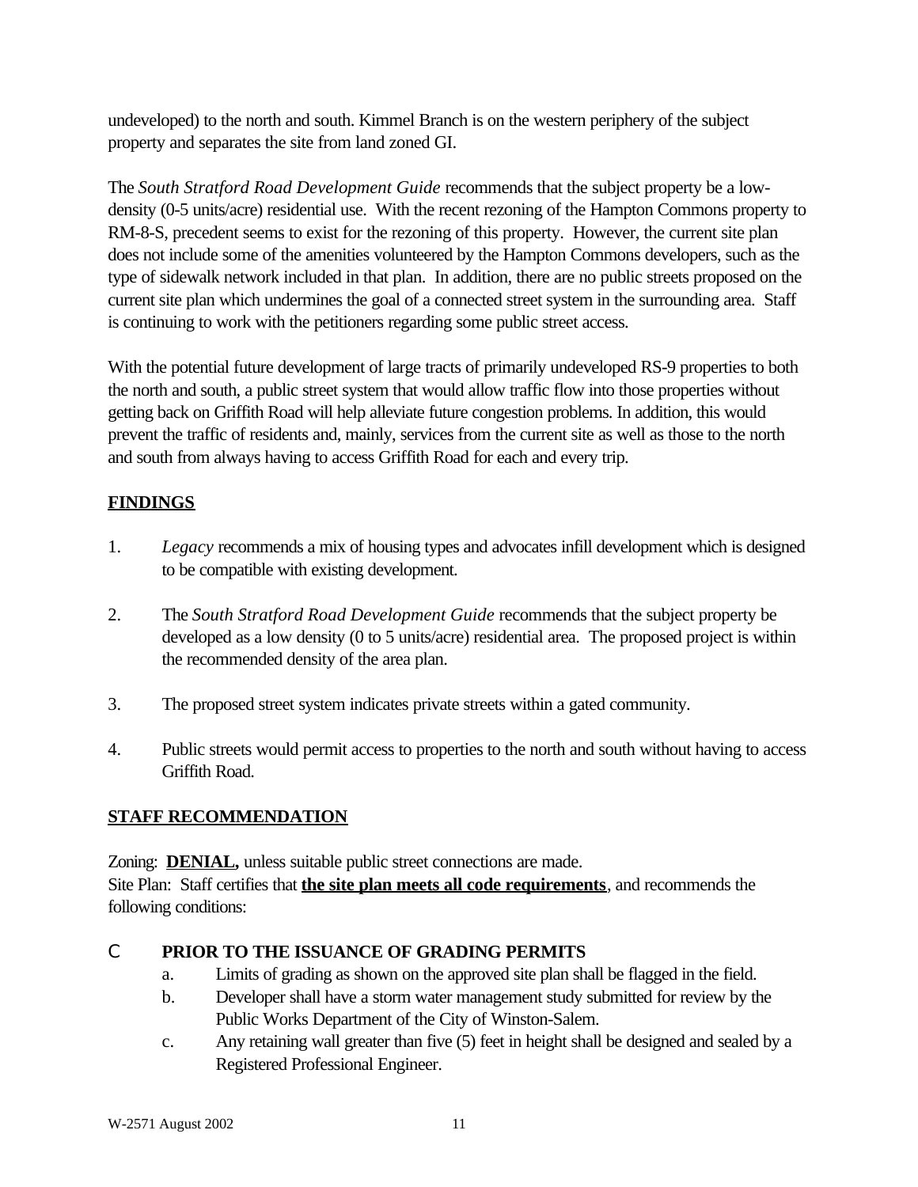undeveloped) to the north and south. Kimmel Branch is on the western periphery of the subject property and separates the site from land zoned GI.

The *South Stratford Road Development Guide* recommends that the subject property be a low-density (0-5 units/acre) residential use. With the recent rezoning of the Hampton Commons property to RM-8-S, precedent seems to exist for the rezoning of this property. However, the current site plan does not include some of the amenities volunteered by the Hampton Commons developers, such as the type of sidewalk network included in that plan. In addition, there are no public streets proposed on the current site plan which undermines the goal of a connected street system in the surrounding area. Staff is continuing to work with the petitioners regarding some public street access.

With the potential future development of large tracts of primarily undeveloped RS-9 properties to both the north and south, a public street system that would allow traffic flow into those properties without getting back on Griffith Road will help alleviate future congestion problems. In addition, this would prevent the traffic of residents and, mainly, services from the current site as well as those to the north and south from always having to access Griffith Road for each and every trip.

## FINDINGS

1. *Legacy* recommends a mix of housing types and advocates infill development which is designed to be compatible with existing development.
2. The *South Stratford Road Development Guide* recommends that the subject property be developed as a low density (0 to 5 units/acre) residential area. The proposed project is within the recommended density of the area plan.
3. The proposed street system indicates private streets within a gated community.
4. Public streets would permit access to properties to the north and south without having to access Griffith Road.

## STAFF RECOMMENDATION

Zoning: **DENIAL,** unless suitable public street connections are made.
Site Plan: Staff certifies that **the site plan meets all code requirements**, and recommends the following conditions:

- **PRIOR TO THE ISSUANCE OF GRADING PERMITS**
  a. Limits of grading as shown on the approved site plan shall be flagged in the field.
  b. Developer shall have a storm water management study submitted for review by the Public Works Department of the City of Winston-Salem.
  c. Any retaining wall greater than five (5) feet in height shall be designed and sealed by a Registered Professional Engineer.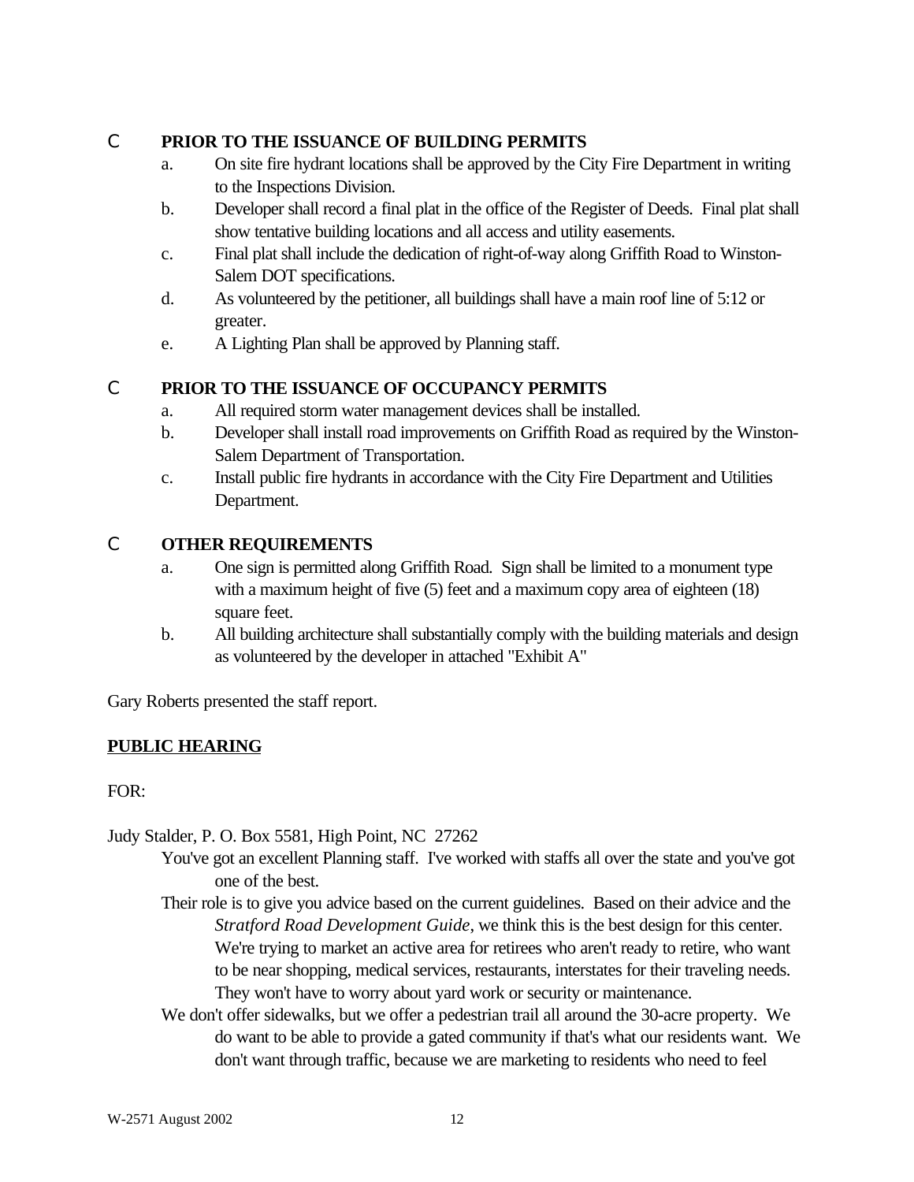- **PRIOR TO THE ISSUANCE OF BUILDING PERMITS**
  a. On site fire hydrant locations shall be approved by the City Fire Department in writing to the Inspections Division.
  b. Developer shall record a final plat in the office of the Register of Deeds. Final plat shall show tentative building locations and all access and utility easements.
  c. Final plat shall include the dedication of right-of-way along Griffith Road to Winston-Salem DOT specifications.
  d. As volunteered by the petitioner, all buildings shall have a main roof line of 5:12 or greater.
  e. A Lighting Plan shall be approved by Planning staff.

- **PRIOR TO THE ISSUANCE OF OCCUPANCY PERMITS**
  a. All required storm water management devices shall be installed.
  b. Developer shall install road improvements on Griffith Road as required by the Winston-Salem Department of Transportation.
  c. Install public fire hydrants in accordance with the City Fire Department and Utilities Department.

- **OTHER REQUIREMENTS**
  a. One sign is permitted along Griffith Road. Sign shall be limited to a monument type with a maximum height of five (5) feet and a maximum copy area of eighteen (18) square feet.
  b. All building architecture shall substantially comply with the building materials and design as volunteered by the developer in attached "Exhibit A"

Gary Roberts presented the staff report.

**<u>PUBLIC HEARING</u>**

FOR:

Judy Stalder, P. O. Box 5581, High Point, NC 27262

- You've got an excellent Planning staff. I've worked with staffs all over the state and you've got one of the best.
- Their role is to give you advice based on the current guidelines. Based on their advice and the *Stratford Road Development Guide*, we think this is the best design for this center. We're trying to market an active area for retirees who aren't ready to retire, who want to be near shopping, medical services, restaurants, interstates for their traveling needs. They won't have to worry about yard work or security or maintenance.
- We don't offer sidewalks, but we offer a pedestrian trail all around the 30-acre property. We do want to be able to provide a gated community if that's what our residents want. We don't want through traffic, because we are marketing to residents who need to feel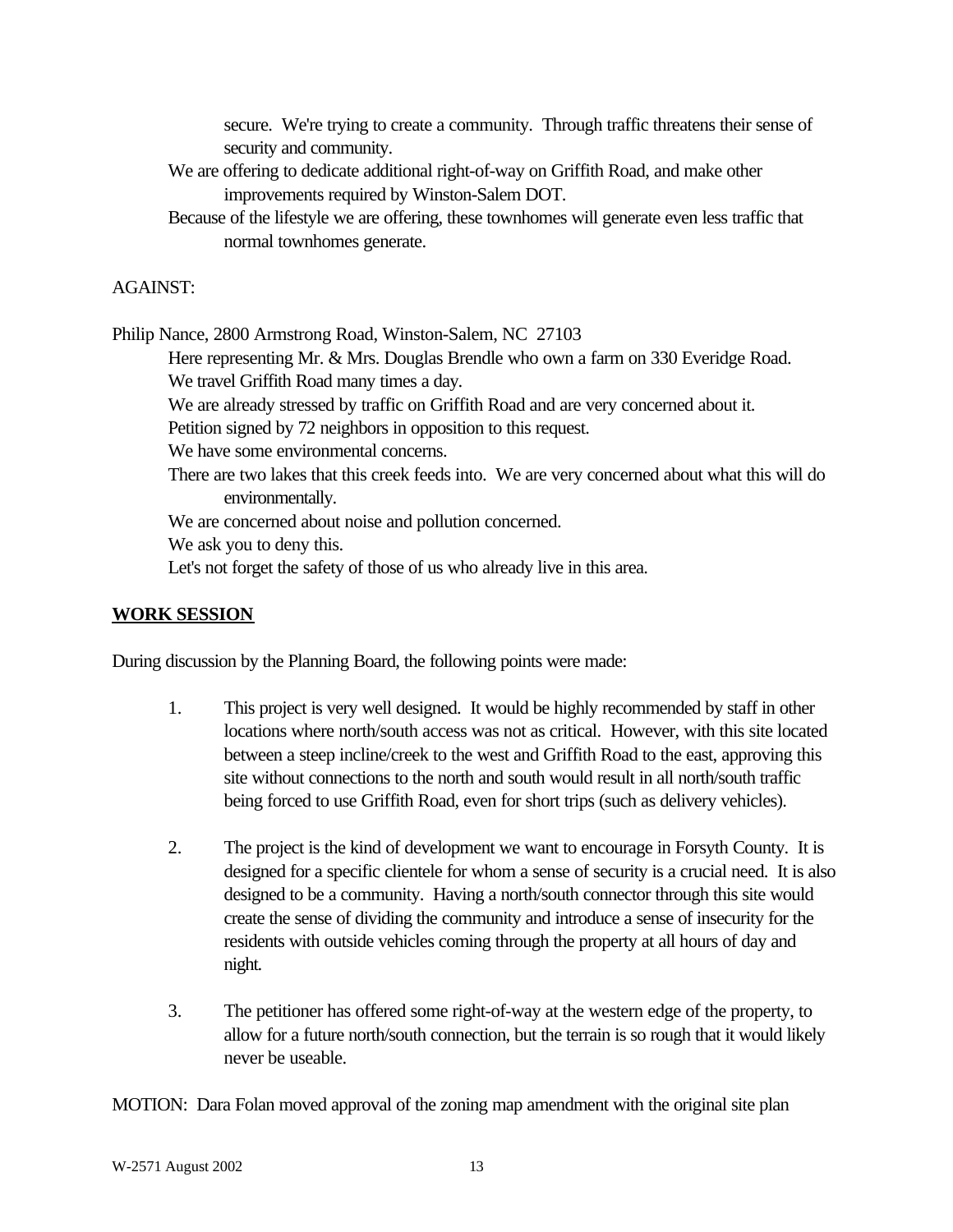secure. We're trying to create a community. Through traffic threatens their sense of security and community.

We are offering to dedicate additional right-of-way on Griffith Road, and make other improvements required by Winston-Salem DOT.

Because of the lifestyle we are offering, these townhomes will generate even less traffic that normal townhomes generate.

AGAINST:

Philip Nance, 2800 Armstrong Road, Winston-Salem, NC 27103

Here representing Mr. & Mrs. Douglas Brendle who own a farm on 330 Everidge Road.

We travel Griffith Road many times a day.

We are already stressed by traffic on Griffith Road and are very concerned about it.

Petition signed by 72 neighbors in opposition to this request.

We have some environmental concerns.

There are two lakes that this creek feeds into. We are very concerned about what this will do environmentally.

We are concerned about noise and pollution concerned.

We ask you to deny this.

Let's not forget the safety of those of us who already live in this area.

**WORK SESSION**

During discussion by the Planning Board, the following points were made:

1. This project is very well designed. It would be highly recommended by staff in other locations where north/south access was not as critical. However, with this site located between a steep incline/creek to the west and Griffith Road to the east, approving this site without connections to the north and south would result in all north/south traffic being forced to use Griffith Road, even for short trips (such as delivery vehicles).

2. The project is the kind of development we want to encourage in Forsyth County. It is designed for a specific clientele for whom a sense of security is a crucial need. It is also designed to be a community. Having a north/south connector through this site would create the sense of dividing the community and introduce a sense of insecurity for the residents with outside vehicles coming through the property at all hours of day and night.

3. The petitioner has offered some right-of-way at the western edge of the property, to allow for a future north/south connection, but the terrain is so rough that it would likely never be useable.

MOTION: Dara Folan moved approval of the zoning map amendment with the original site plan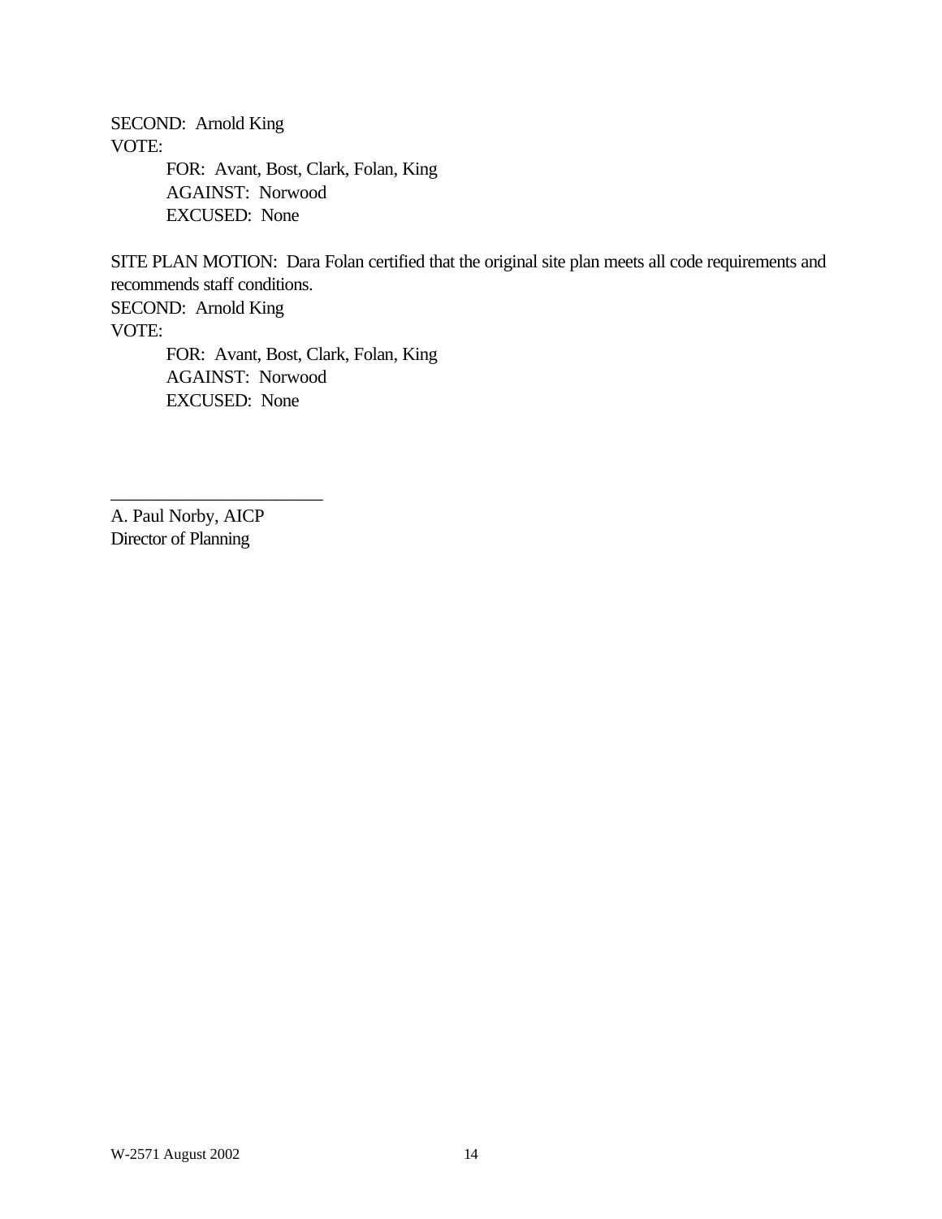SECOND: Arnold King
VOTE:

FOR: Avant, Bost, Clark, Folan, King
AGAINST: Norwood
EXCUSED: None

SITE PLAN MOTION: Dara Folan certified that the original site plan meets all code requirements and recommends staff conditions.
SECOND: Arnold King
VOTE:

FOR: Avant, Bost, Clark, Folan, King
AGAINST: Norwood
EXCUSED: None

\_\_\_\_\_\_\_\_\_\_\_\_\_\_\_\_\_\_\_\_\_\_\_\_

A. Paul Norby, AICP
Director of Planning